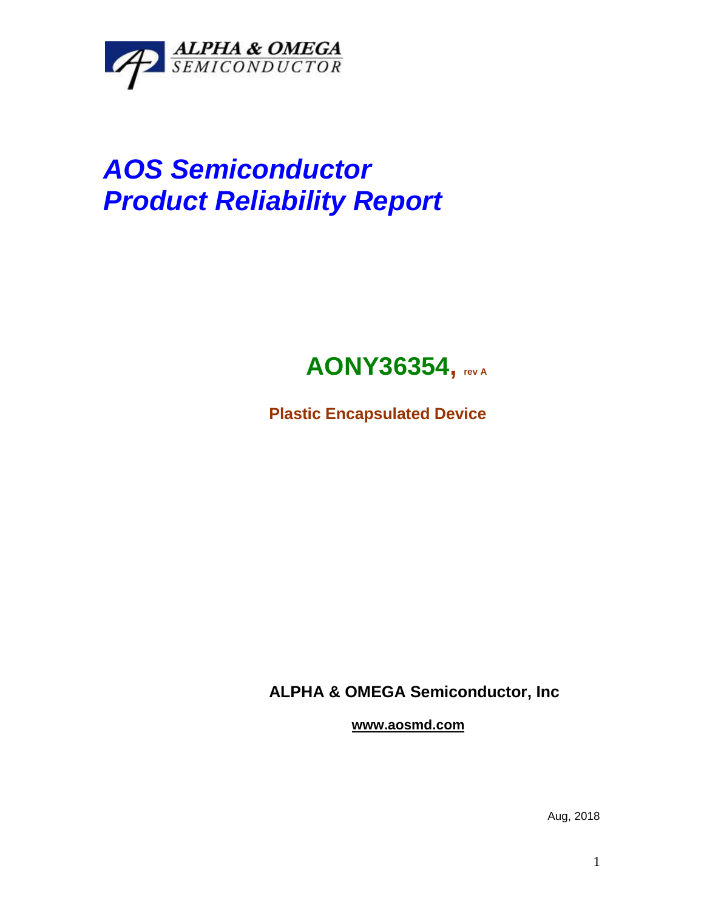ALPHA & OMEGA SEMICONDUCTOR

# *AOS Semiconductor*
# *Product Reliability Report*

## AONY36354, rev A

**Plastic Encapsulated Device**

**ALPHA & OMEGA Semiconductor, Inc**

**www.aosmd.com**

Aug, 2018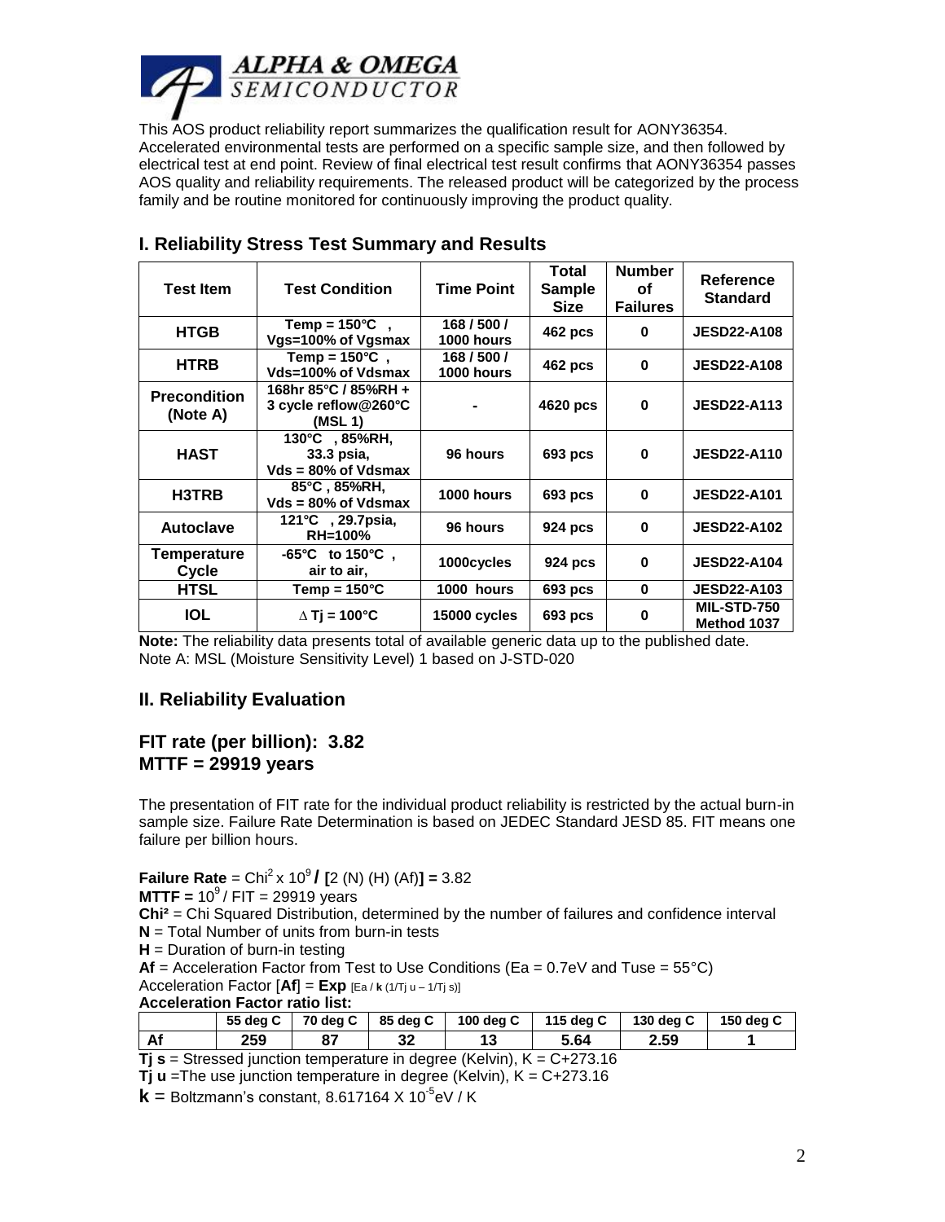**ALPHA & OMEGA SEMICONDUCTOR**

This AOS product reliability report summarizes the qualification result for AONY36354. Accelerated environmental tests are performed on a specific sample size, and then followed by electrical test at end point. Review of final electrical test result confirms that AONY36354 passes AOS quality and reliability requirements. The released product will be categorized by the process family and be routine monitored for continuously improving the product quality.

## I. Reliability Stress Test Summary and Results

| Test Item | Test Condition | Time Point | Total Sample Size | Number of Failures | Reference Standard |
|---|---|---|---|---|---|
| HTGB | Temp = 150°C , Vgs=100% of Vgsmax | 168 / 500 / 1000 hours | 462 pcs | 0 | JESD22-A108 |
| HTRB | Temp = 150°C , Vds=100% of Vdsmax | 168 / 500 / 1000 hours | 462 pcs | 0 | JESD22-A108 |
| Precondition (Note A) | 168hr 85°C / 85%RH + 3 cycle reflow@260°C (MSL 1) | - | 4620 pcs | 0 | JESD22-A113 |
| HAST | 130°C , 85%RH, 33.3 psia, Vds = 80% of Vdsmax | 96 hours | 693 pcs | 0 | JESD22-A110 |
| H3TRB | 85°C , 85%RH, Vds = 80% of Vdsmax | 1000 hours | 693 pcs | 0 | JESD22-A101 |
| Autoclave | 121°C , 29.7psia, RH=100% | 96 hours | 924 pcs | 0 | JESD22-A102 |
| Temperature Cycle | -65°C to 150°C , air to air, | 1000cycles | 924 pcs | 0 | JESD22-A104 |
| HTSL | Temp = 150°C | 1000 hours | 693 pcs | 0 | JESD22-A103 |
| IOL | $\Delta$ Tj = 100°C | 15000 cycles | 693 pcs | 0 | MIL-STD-750 Method 1037 |

**Note:** The reliability data presents total of available generic data up to the published date.
Note A: MSL (Moisture Sensitivity Level) 1 based on J-STD-020

## II. Reliability Evaluation

### FIT rate (per billion): 3.82
### MTTF = 29919 years

The presentation of FIT rate for the individual product reliability is restricted by the actual burn-in sample size. Failure Rate Determination is based on JEDEC Standard JESD 85. FIT means one failure per billion hours.

**Failure Rate** = $Chi^2 \times 10^9$ **/ [**2 (N) (H) (Af)**] =** 3.82

**MTTF =** $10^9$ / FIT = 29919 years

**Chi²** = Chi Squared Distribution, determined by the number of failures and confidence interval

**N** = Total Number of units from burn-in tests

**H** = Duration of burn-in testing

**Af** = Acceleration Factor from Test to Use Conditions (Ea = 0.7eV and Tuse = 55°C)

Acceleration Factor [**Af**] = **Exp** [Ea / **k** (1/Tj u – 1/Tj s)]

**Acceleration Factor ratio list:**

| | 55 deg C | 70 deg C | 85 deg C | 100 deg C | 115 deg C | 130 deg C | 150 deg C |
|---|---|---|---|---|---|---|---|
| Af | 259 | 87 | 32 | 13 | 5.64 | 2.59 | 1 |

**Tj s** = Stressed junction temperature in degree (Kelvin), K = C+273.16

**Tj u** =The use junction temperature in degree (Kelvin), K = C+273.16

**k** = Boltzmann's constant, $8.617164 \times 10^{-5}$ eV / K